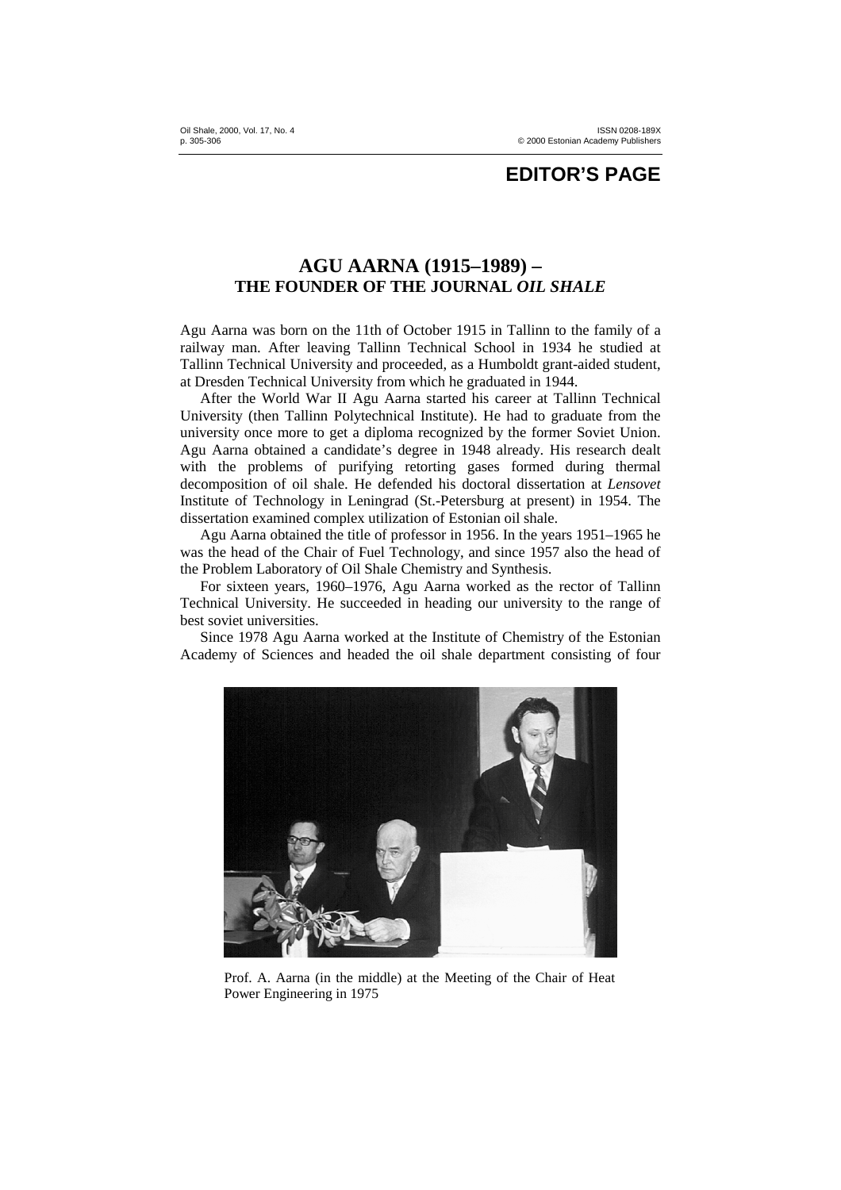# EDITOR'S PAGE

## AGU AARNA (1915–1989) – THE FOUNDER OF THE JOURNAL *OIL SHALE*

Agu Aarna was born on the 11th of October 1915 in Tallinn to the family of a railway man. After leaving Tallinn Technical School in 1934 he studied at Tallinn Technical University and proceeded, as a Humboldt grant-aided student, at Dresden Technical University from which he graduated in 1944.

After the World War II Agu Aarna started his career at Tallinn Technical University (then Tallinn Polytechnical Institute). He had to graduate from the university once more to get a diploma recognized by the former Soviet Union. Agu Aarna obtained a candidate's degree in 1948 already. His research dealt with the problems of purifying retorting gases formed during thermal decomposition of oil shale. He defended his doctoral dissertation at *Lensovet* Institute of Technology in Leningrad (St.-Petersburg at present) in 1954. The dissertation examined complex utilization of Estonian oil shale.

Agu Aarna obtained the title of professor in 1956. In the years 1951–1965 he was the head of the Chair of Fuel Technology, and since 1957 also the head of the Problem Laboratory of Oil Shale Chemistry and Synthesis.

For sixteen years, 1960–1976, Agu Aarna worked as the rector of Tallinn Technical University. He succeeded in heading our university to the range of best soviet universities.

Since 1978 Agu Aarna worked at the Institute of Chemistry of the Estonian Academy of Sciences and headed the oil shale department consisting of four

Prof. A. Aarna (in the middle) at the Meeting of the Chair of Heat Power Engineering in 1975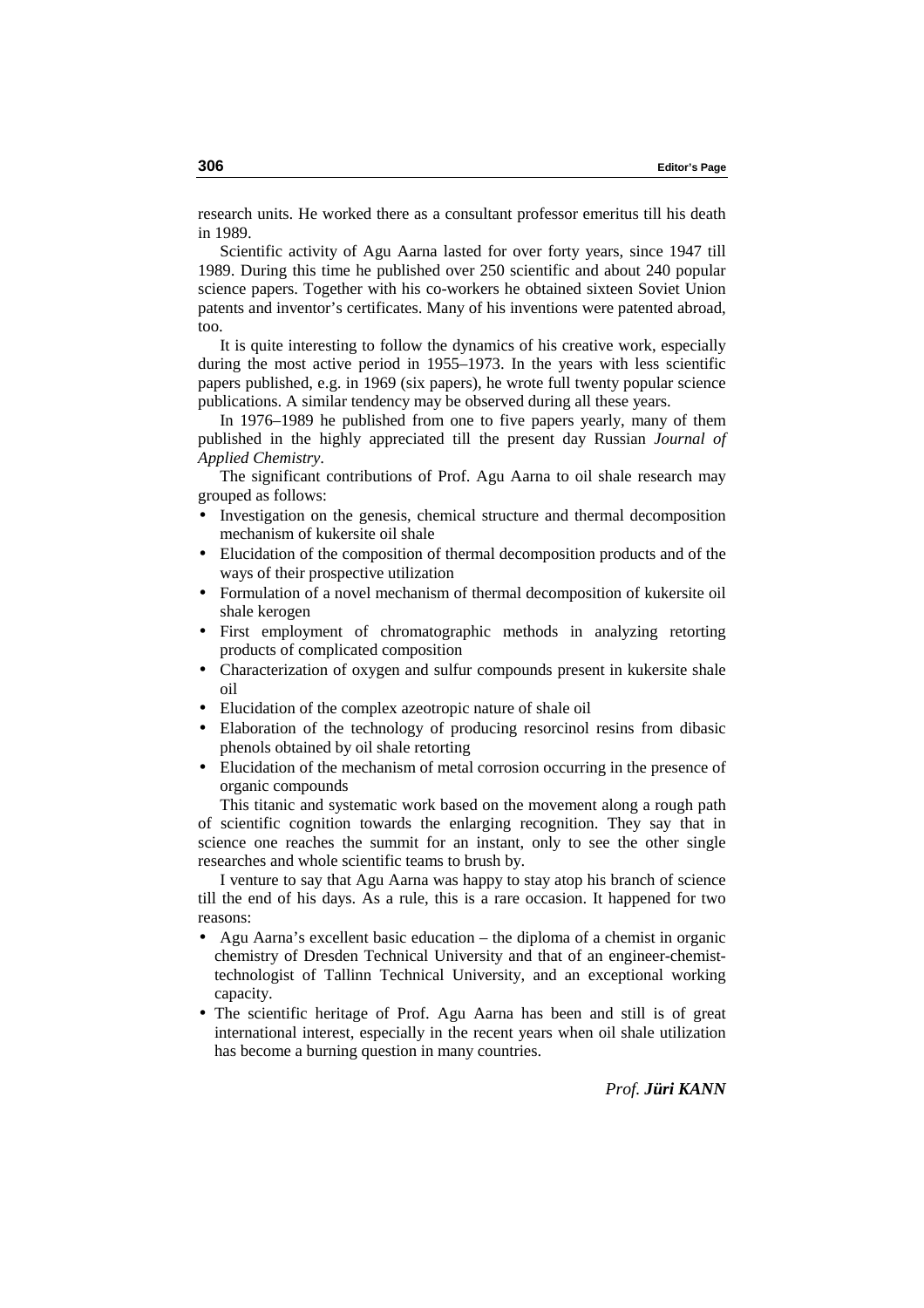research units. He worked there as a consultant professor emeritus till his death in 1989.

Scientific activity of Agu Aarna lasted for over forty years, since 1947 till 1989. During this time he published over 250 scientific and about 240 popular science papers. Together with his co-workers he obtained sixteen Soviet Union patents and inventor's certificates. Many of his inventions were patented abroad, too.

It is quite interesting to follow the dynamics of his creative work, especially during the most active period in 1955–1973. In the years with less scientific papers published, e.g. in 1969 (six papers), he wrote full twenty popular science publications. A similar tendency may be observed during all these years.

In 1976–1989 he published from one to five papers yearly, many of them published in the highly appreciated till the present day Russian *Journal of Applied Chemistry*.

The significant contributions of Prof. Agu Aarna to oil shale research may grouped as follows:

- Investigation on the genesis, chemical structure and thermal decomposition mechanism of kukersite oil shale
- Elucidation of the composition of thermal decomposition products and of the ways of their prospective utilization
- Formulation of a novel mechanism of thermal decomposition of kukersite oil shale kerogen
- First employment of chromatographic methods in analyzing retorting products of complicated composition
- Characterization of oxygen and sulfur compounds present in kukersite shale oil
- Elucidation of the complex azeotropic nature of shale oil
- Elaboration of the technology of producing resorcinol resins from dibasic phenols obtained by oil shale retorting
- Elucidation of the mechanism of metal corrosion occurring in the presence of organic compounds

This titanic and systematic work based on the movement along a rough path of scientific cognition towards the enlarging recognition. They say that in science one reaches the summit for an instant, only to see the other single researches and whole scientific teams to brush by.

I venture to say that Agu Aarna was happy to stay atop his branch of science till the end of his days. As a rule, this is a rare occasion. It happened for two reasons:

- Agu Aarna's excellent basic education – the diploma of a chemist in organic chemistry of Dresden Technical University and that of an engineer-chemist-technologist of Tallinn Technical University, and an exceptional working capacity.
- The scientific heritage of Prof. Agu Aarna has been and still is of great international interest, especially in the recent years when oil shale utilization has become a burning question in many countries.

*Prof.* ***Jüri KANN***